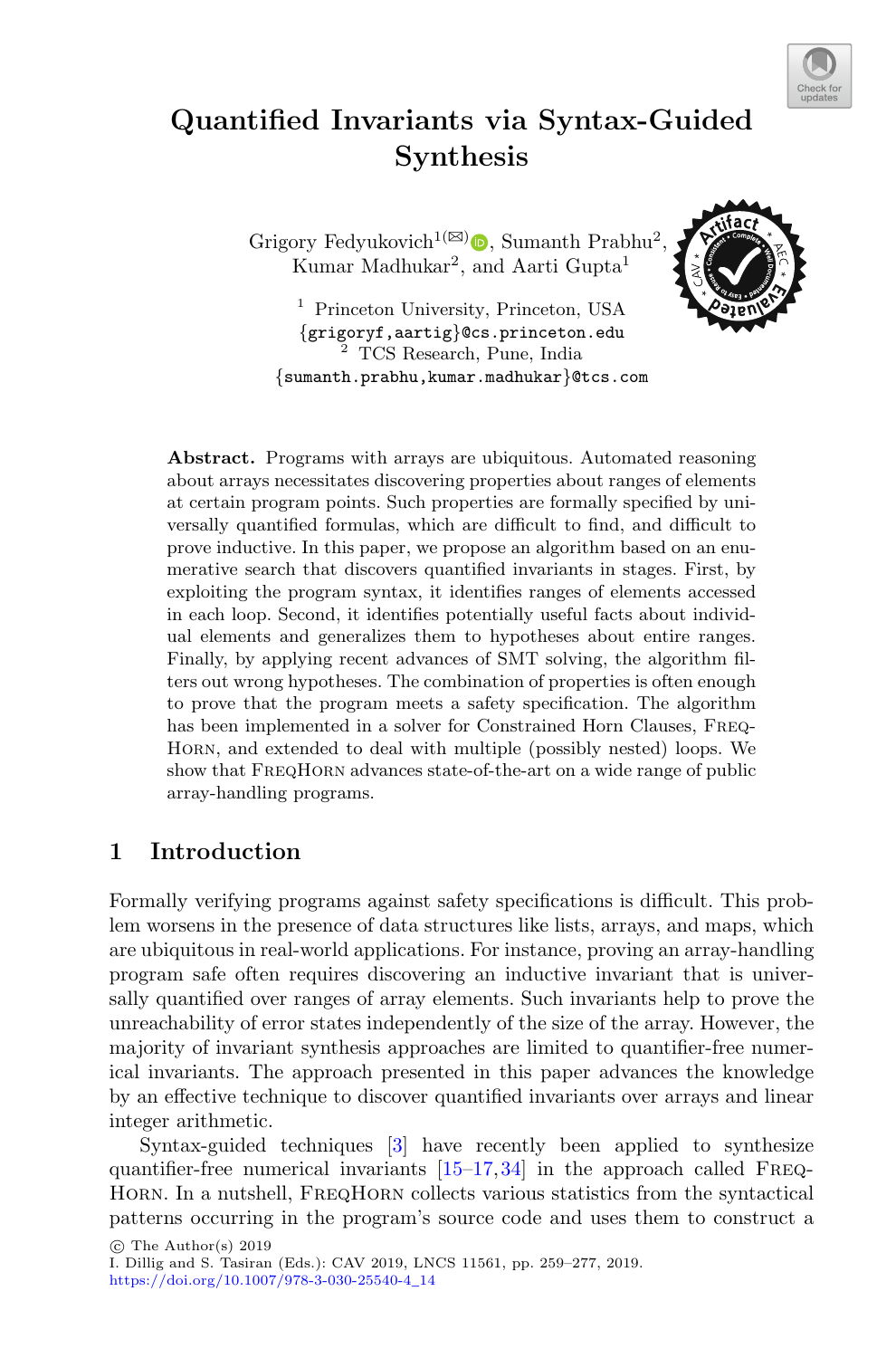# Quantified Invariants via Syntax-Guided Synthesis

Grigory Fedyukovich[1](✉), Sumanth Prabhu[2], Kumar Madhukar[2], and Aarti Gupta[1]

[1] Princeton University, Princeton, USA
{grigoryf,aartig}@cs.princeton.edu
[2] TCS Research, Pune, India
{sumanth.prabhu,kumar.madhukar}@tcs.com

**Abstract.** Programs with arrays are ubiquitous. Automated reasoning about arrays necessitates discovering properties about ranges of elements at certain program points. Such properties are formally specified by universally quantified formulas, which are difficult to find, and difficult to prove inductive. In this paper, we propose an algorithm based on an enumerative search that discovers quantified invariants in stages. First, by exploiting the program syntax, it identifies ranges of elements accessed in each loop. Second, it identifies potentially useful facts about individual elements and generalizes them to hypotheses about entire ranges. Finally, by applying recent advances of SMT solving, the algorithm filters out wrong hypotheses. The combination of properties is often enough to prove that the program meets a safety specification. The algorithm has been implemented in a solver for Constrained Horn Clauses, FreqHorn, and extended to deal with multiple (possibly nested) loops. We show that FreqHorn advances state-of-the-art on a wide range of public array-handling programs.

## 1 Introduction

Formally verifying programs against safety specifications is difficult. This problem worsens in the presence of data structures like lists, arrays, and maps, which are ubiquitous in real-world applications. For instance, proving an array-handling program safe often requires discovering an inductive invariant that is universally quantified over ranges of array elements. Such invariants help to prove the unreachability of error states independently of the size of the array. However, the majority of invariant synthesis approaches are limited to quantifier-free numerical invariants. The approach presented in this paper advances the knowledge by an effective technique to discover quantified invariants over arrays and linear integer arithmetic.

Syntax-guided techniques [3] have recently been applied to synthesize quantifier-free numerical invariants [15–17,34] in the approach called FreqHorn. In a nutshell, FreqHorn collects various statistics from the syntactical patterns occurring in the program's source code and uses them to construct a

© The Author(s) 2019
I. Dillig and S. Tasiran (Eds.): CAV 2019, LNCS 11561, pp. 259–277, 2019.
https://doi.org/10.1007/978-3-030-25540-4_14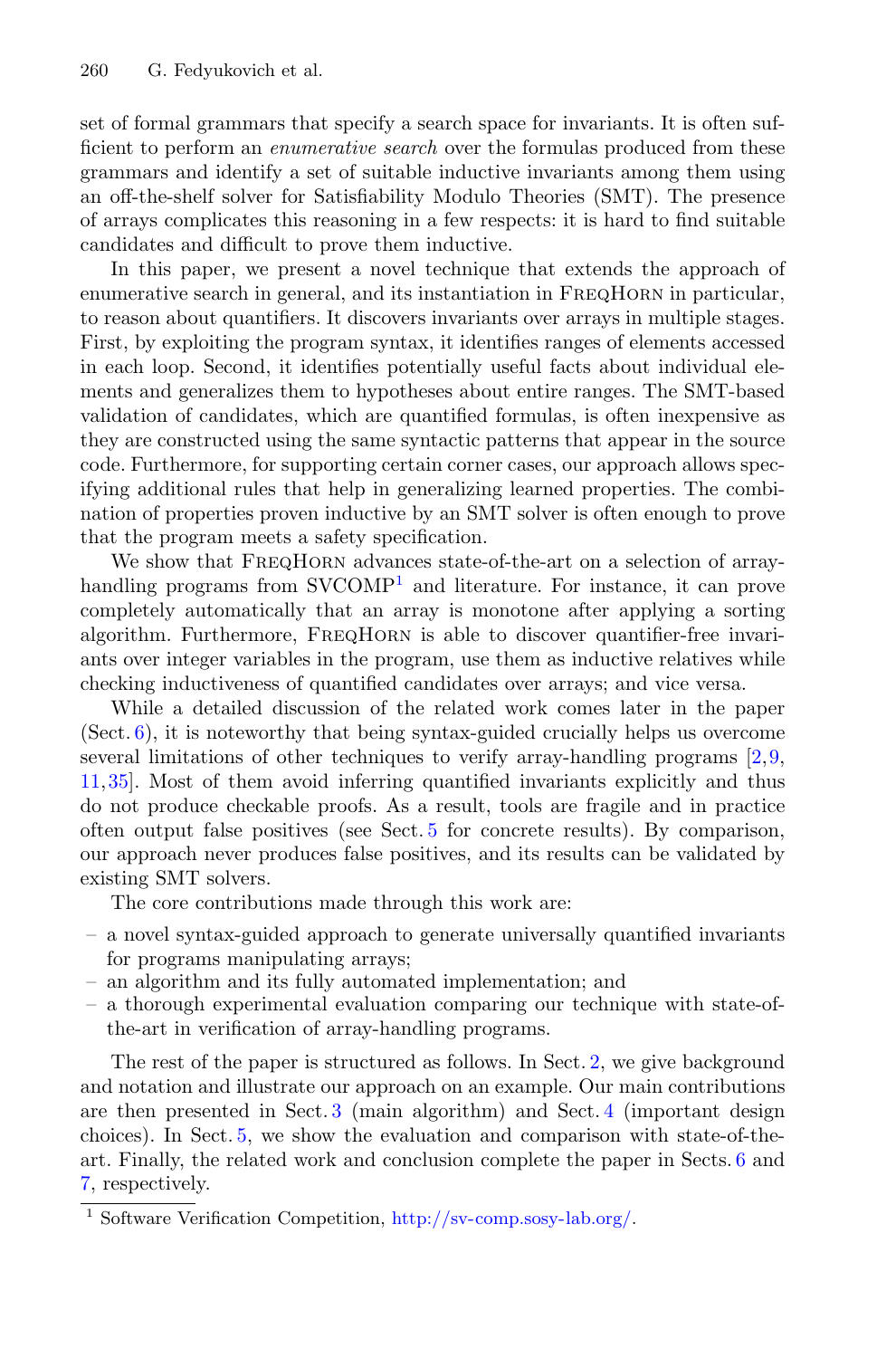set of formal grammars that specify a search space for invariants. It is often sufficient to perform an *enumerative search* over the formulas produced from these grammars and identify a set of suitable inductive invariants among them using an off-the-shelf solver for Satisfiability Modulo Theories (SMT). The presence of arrays complicates this reasoning in a few respects: it is hard to find suitable candidates and difficult to prove them inductive.

In this paper, we present a novel technique that extends the approach of enumerative search in general, and its instantiation in FreqHorn in particular, to reason about quantifiers. It discovers invariants over arrays in multiple stages. First, by exploiting the program syntax, it identifies ranges of elements accessed in each loop. Second, it identifies potentially useful facts about individual elements and generalizes them to hypotheses about entire ranges. The SMT-based validation of candidates, which are quantified formulas, is often inexpensive as they are constructed using the same syntactic patterns that appear in the source code. Furthermore, for supporting certain corner cases, our approach allows specifying additional rules that help in generalizing learned properties. The combination of properties proven inductive by an SMT solver is often enough to prove that the program meets a safety specification.

We show that FreqHorn advances state-of-the-art on a selection of array-handling programs from SVCOMP[1] and literature. For instance, it can prove completely automatically that an array is monotone after applying a sorting algorithm. Furthermore, FreqHorn is able to discover quantifier-free invariants over integer variables in the program, use them as inductive relatives while checking inductiveness of quantified candidates over arrays; and vice versa.

While a detailed discussion of the related work comes later in the paper (Sect. 6), it is noteworthy that being syntax-guided crucially helps us overcome several limitations of other techniques to verify array-handling programs [2,9,11,35]. Most of them avoid inferring quantified invariants explicitly and thus do not produce checkable proofs. As a result, tools are fragile and in practice often output false positives (see Sect. 5 for concrete results). By comparison, our approach never produces false positives, and its results can be validated by existing SMT solvers.

The core contributions made through this work are:

- a novel syntax-guided approach to generate universally quantified invariants for programs manipulating arrays;
- an algorithm and its fully automated implementation; and
- a thorough experimental evaluation comparing our technique with state-of-the-art in verification of array-handling programs.

The rest of the paper is structured as follows. In Sect. 2, we give background and notation and illustrate our approach on an example. Our main contributions are then presented in Sect. 3 (main algorithm) and Sect. 4 (important design choices). In Sect. 5, we show the evaluation and comparison with state-of-the-art. Finally, the related work and conclusion complete the paper in Sects. 6 and 7, respectively.

[1] Software Verification Competition, http://sv-comp.sosy-lab.org/.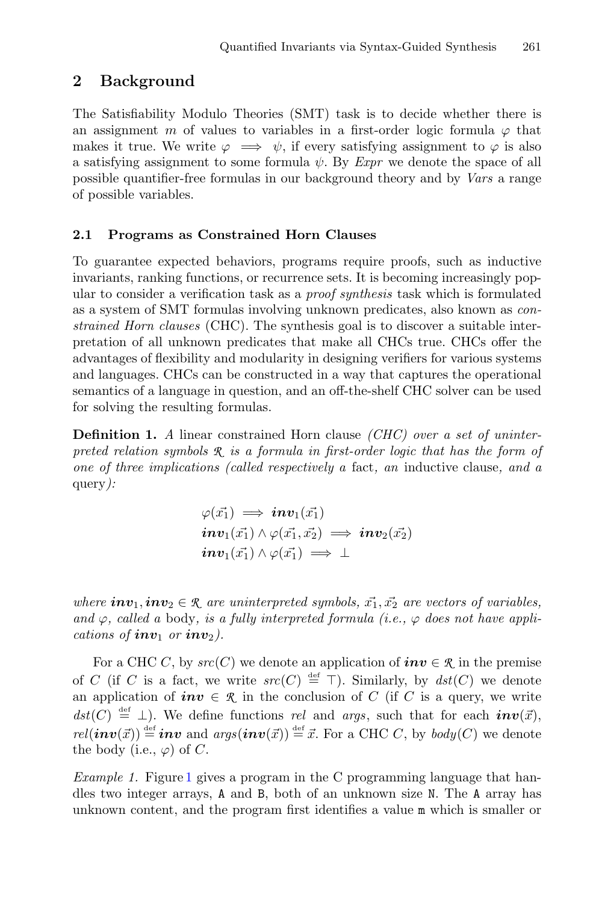## 2 Background

The Satisfiability Modulo Theories (SMT) task is to decide whether there is an assignment $m$ of values to variables in a first-order logic formula $\varphi$ that makes it true. We write $\varphi \implies \psi$, if every satisfying assignment to $\varphi$ is also a satisfying assignment to some formula $\psi$. By *Expr* we denote the space of all possible quantifier-free formulas in our background theory and by *Vars* a range of possible variables.

### 2.1 Programs as Constrained Horn Clauses

To guarantee expected behaviors, programs require proofs, such as inductive invariants, ranking functions, or recurrence sets. It is becoming increasingly popular to consider a verification task as a *proof synthesis* task which is formulated as a system of SMT formulas involving unknown predicates, also known as *constrained Horn clauses* (CHC). The synthesis goal is to discover a suitable interpretation of all unknown predicates that make all CHCs true. CHCs offer the advantages of flexibility and modularity in designing verifiers for various systems and languages. CHCs can be constructed in a way that captures the operational semantics of a language in question, and an off-the-shelf CHC solver can be used for solving the resulting formulas.

**Definition 1.** *A* linear constrained Horn clause *(CHC) over a set of uninterpreted relation symbols $\mathcal{R}$ is a formula in first-order logic that has the form of one of three implications (called respectively a* fact*, an* inductive clause*, and a* query*):*

$$\varphi(\vec{x_1}) \implies \boldsymbol{inv}_1(\vec{x_1})$$
$$\boldsymbol{inv}_1(\vec{x_1}) \wedge \varphi(\vec{x_1}, \vec{x_2}) \implies \boldsymbol{inv}_2(\vec{x_2})$$
$$\boldsymbol{inv}_1(\vec{x_1}) \wedge \varphi(\vec{x_1}) \implies \bot$$

*where $\boldsymbol{inv}_1, \boldsymbol{inv}_2 \in \mathcal{R}$ are uninterpreted symbols, $\vec{x_1}, \vec{x_2}$ are vectors of variables, and $\varphi$, called a* body*, is a fully interpreted formula (i.e., $\varphi$ does not have applications of $\boldsymbol{inv}_1$ or $\boldsymbol{inv}_2$).*

For a CHC $C$, by $src(C)$ we denote an application of $\boldsymbol{inv} \in \mathcal{R}$ in the premise of $C$ (if $C$ is a fact, we write $src(C) \stackrel{\text{def}}{=} \top$). Similarly, by $dst(C)$ we denote an application of $\boldsymbol{inv} \in \mathcal{R}$ in the conclusion of $C$ (if $C$ is a query, we write $dst(C) \stackrel{\text{def}}{=} \bot$). We define functions *rel* and *args*, such that for each $\boldsymbol{inv}(\vec{x})$, $rel(\boldsymbol{inv}(\vec{x})) \stackrel{\text{def}}{=} \boldsymbol{inv}$ and $args(\boldsymbol{inv}(\vec{x})) \stackrel{\text{def}}{=} \vec{x}$. For a CHC $C$, by $body(C)$ we denote the body (i.e., $\varphi$) of $C$.

*Example 1.* Figure 1 gives a program in the C programming language that handles two integer arrays, `A` and `B`, both of an unknown size `N`. The `A` array has unknown content, and the program first identifies a value `m` which is smaller or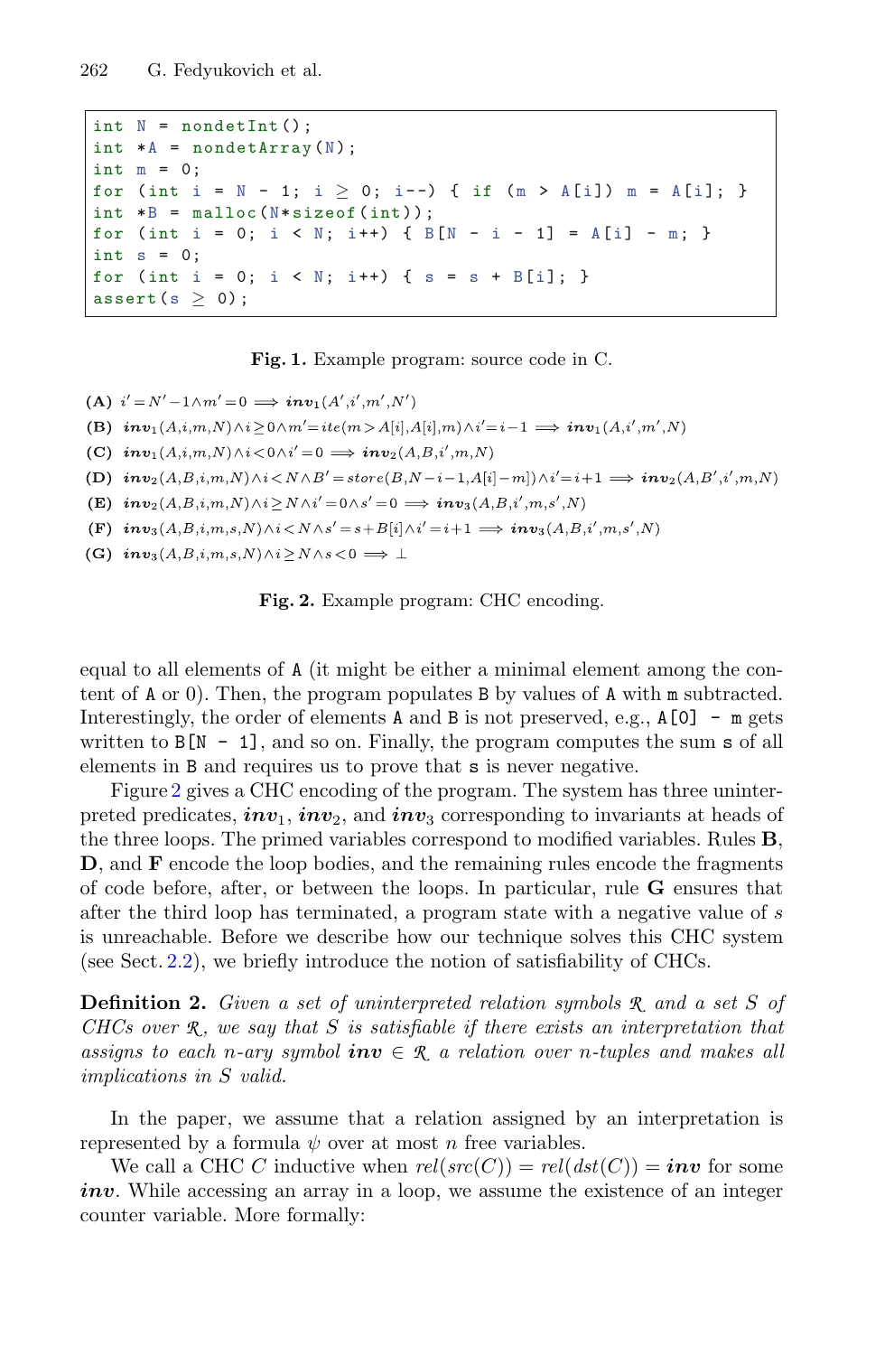```
int N = nondetInt();
int *A = nondetArray(N);
int m = 0;
for (int i = N - 1; i ≥ 0; i--) { if (m > A[i]) m = A[i]; }
int *B = malloc(N*sizeof(int));
for (int i = 0; i < N; i++) { B[N - i - 1] = A[i] - m; }
int s = 0;
for (int i = 0; i < N; i++) { s = s + B[i]; }
assert(s ≥ 0);
```

**Fig. 1.** Example program: source code in C.

**(A)** $i' = N' - 1 \wedge m' = 0 \implies \boldsymbol{inv}_1(A', i', m', N')$

**(B)** $\boldsymbol{inv}_1(A, i, m, N) \wedge i \geq 0 \wedge m' = ite(m > A[i], A[i], m) \wedge i' = i - 1 \implies \boldsymbol{inv}_1(A, i', m', N)$

**(C)** $\boldsymbol{inv}_1(A, i, m, N) \wedge i < 0 \wedge i' = 0 \implies \boldsymbol{inv}_2(A, B, i', m, N)$

**(D)** $\boldsymbol{inv}_2(A, B, i, m, N) \wedge i < N \wedge B' = store(B, N - i - 1, A[i] - m]) \wedge i' = i + 1 \implies \boldsymbol{inv}_2(A, B', i', m, N)$

**(E)** $\boldsymbol{inv}_2(A, B, i, m, N) \wedge i \geq N \wedge i' = 0 \wedge s' = 0 \implies \boldsymbol{inv}_3(A, B, i', m, s', N)$

**(F)** $\boldsymbol{inv}_3(A, B, i, m, s, N) \wedge i < N \wedge s' = s + B[i] \wedge i' = i + 1 \implies \boldsymbol{inv}_3(A, B, i', m, s', N)$

**(G)** $\boldsymbol{inv}_3(A, B, i, m, s, N) \wedge i \geq N \wedge s < 0 \implies \bot$

**Fig. 2.** Example program: CHC encoding.

equal to all elements of A (it might be either a minimal element among the content of A or 0). Then, the program populates B by values of A with m subtracted. Interestingly, the order of elements A and B is not preserved, e.g., `A[0] - m` gets written to `B[N - 1]`, and so on. Finally, the program computes the sum s of all elements in B and requires us to prove that s is never negative.

Figure 2 gives a CHC encoding of the program. The system has three uninterpreted predicates, $\boldsymbol{inv}_1$, $\boldsymbol{inv}_2$, and $\boldsymbol{inv}_3$ corresponding to invariants at heads of the three loops. The primed variables correspond to modified variables. Rules **B**, **D**, and **F** encode the loop bodies, and the remaining rules encode the fragments of code before, after, or between the loops. In particular, rule **G** ensures that after the third loop has terminated, a program state with a negative value of $s$ is unreachable. Before we describe how our technique solves this CHC system (see Sect. 2.2), we briefly introduce the notion of satisfiability of CHCs.

**Definition 2.** *Given a set of uninterpreted relation symbols* $\mathcal{R}$ *and a set* $S$ *of CHCs over* $\mathcal{R}$*, we say that* $S$ *is satisfiable if there exists an interpretation that assigns to each* $n$*-ary symbol* $\boldsymbol{inv} \in \mathcal{R}$ *a relation over* $n$*-tuples and makes all implications in* $S$ *valid.*

In the paper, we assume that a relation assigned by an interpretation is represented by a formula $\psi$ over at most $n$ free variables.

We call a CHC $C$ inductive when $rel(src(C)) = rel(dst(C)) = \boldsymbol{inv}$ for some $\boldsymbol{inv}$. While accessing an array in a loop, we assume the existence of an integer counter variable. More formally: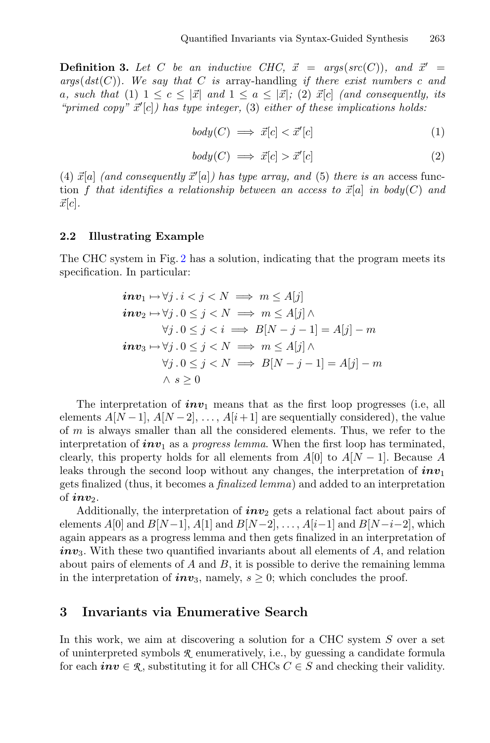**Definition 3.** *Let $C$ be an inductive CHC, $\vec{x} = args(src(C))$, and $\vec{x}' = args(dst(C))$. We say that $C$ is* array-handling *if there exist numbers $c$ and $a$, such that (1) $1 \leq c \leq |\vec{x}|$ and $1 \leq a \leq |\vec{x}|$; (2) $\vec{x}[c]$ (and consequently, its "primed copy" $\vec{x}'[c]$) has type integer, (3) either of these implications holds:*

$$body(C) \implies \vec{x}[c] < \vec{x}'[c] \tag{1}$$

$$body(C) \implies \vec{x}[c] > \vec{x}'[c] \tag{2}$$

*(4) $\vec{x}[a]$ (and consequently $\vec{x}'[a]$) has type array, and (5) there is an* access function *$f$ that identifies a relationship between an access to $\vec{x}[a]$ in $body(C)$ and $\vec{x}[c]$.*

### 2.2 Illustrating Example

The CHC system in Fig. 2 has a solution, indicating that the program meets its specification. In particular:

$$
\begin{aligned}
\boldsymbol{inv}_1 &\mapsto \forall j \,.\, i < j < N \implies m \leq A[j] \\
\boldsymbol{inv}_2 &\mapsto \forall j \,.\, 0 \leq j < N \implies m \leq A[j] \land \\
&\qquad \forall j \,.\, 0 \leq j < i \implies B[N-j-1] = A[j] - m \\
\boldsymbol{inv}_3 &\mapsto \forall j \,.\, 0 \leq j < N \implies m \leq A[j] \land \\
&\qquad \forall j \,.\, 0 \leq j < N \implies B[N-j-1] = A[j] - m \\
&\qquad \land\ s \geq 0
\end{aligned}
$$

The interpretation of $\boldsymbol{inv}_1$ means that as the first loop progresses (i.e, all elements $A[N-1]$, $A[N-2]$, ..., $A[i+1]$ are sequentially considered), the value of $m$ is always smaller than all the considered elements. Thus, we refer to the interpretation of $\boldsymbol{inv}_1$ as a *progress lemma*. When the first loop has terminated, clearly, this property holds for all elements from $A[0]$ to $A[N-1]$. Because $A$ leaks through the second loop without any changes, the interpretation of $\boldsymbol{inv}_1$ gets finalized (thus, it becomes a *finalized lemma*) and added to an interpretation of $\boldsymbol{inv}_2$.

Additionally, the interpretation of $\boldsymbol{inv}_2$ gets a relational fact about pairs of elements $A[0]$ and $B[N-1]$, $A[1]$ and $B[N-2]$, ..., $A[i-1]$ and $B[N-i-2]$, which again appears as a progress lemma and then gets finalized in an interpretation of $\boldsymbol{inv}_3$. With these two quantified invariants about all elements of $A$, and relation about pairs of elements of $A$ and $B$, it is possible to derive the remaining lemma in the interpretation of $\boldsymbol{inv}_3$, namely, $s \geq 0$; which concludes the proof.

## 3 Invariants via Enumerative Search

In this work, we aim at discovering a solution for a CHC system $S$ over a set of uninterpreted symbols $\mathcal{R}$ enumeratively, i.e., by guessing a candidate formula for each $\boldsymbol{inv} \in \mathcal{R}$, substituting it for all CHCs $C \in S$ and checking their validity.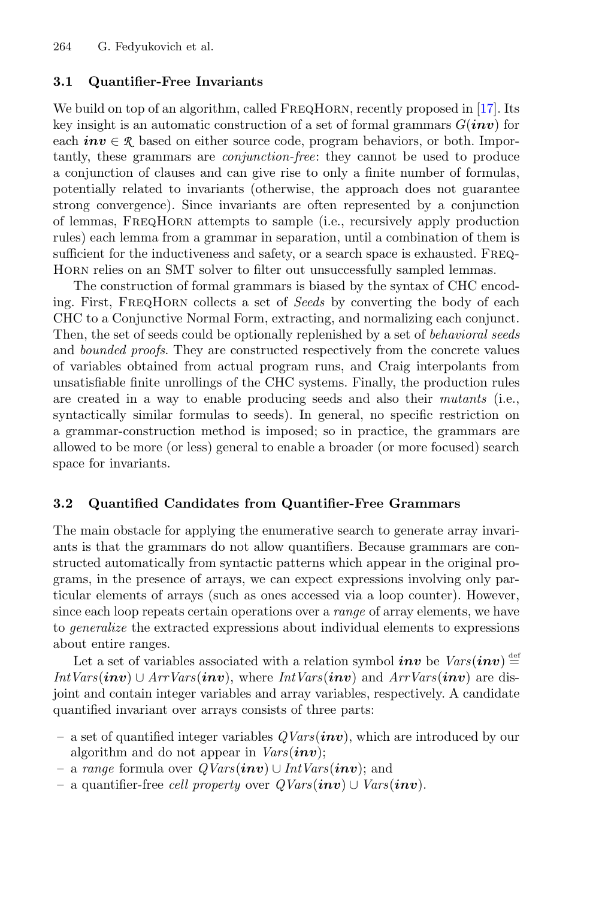### 3.1 Quantifier-Free Invariants

We build on top of an algorithm, called FreqHorn, recently proposed in [17]. Its key insight is an automatic construction of a set of formal grammars $G(\boldsymbol{inv})$ for each $\boldsymbol{inv} \in \mathcal{R}$ based on either source code, program behaviors, or both. Importantly, these grammars are *conjunction-free*: they cannot be used to produce a conjunction of clauses and can give rise to only a finite number of formulas, potentially related to invariants (otherwise, the approach does not guarantee strong convergence). Since invariants are often represented by a conjunction of lemmas, FreqHorn attempts to sample (i.e., recursively apply production rules) each lemma from a grammar in separation, until a combination of them is sufficient for the inductiveness and safety, or a search space is exhausted. FreqHorn relies on an SMT solver to filter out unsuccessfully sampled lemmas.

The construction of formal grammars is biased by the syntax of CHC encoding. First, FreqHorn collects a set of *Seeds* by converting the body of each CHC to a Conjunctive Normal Form, extracting, and normalizing each conjunct. Then, the set of seeds could be optionally replenished by a set of *behavioral seeds* and *bounded proofs*. They are constructed respectively from the concrete values of variables obtained from actual program runs, and Craig interpolants from unsatisfiable finite unrollings of the CHC systems. Finally, the production rules are created in a way to enable producing seeds and also their *mutants* (i.e., syntactically similar formulas to seeds). In general, no specific restriction on a grammar-construction method is imposed; so in practice, the grammars are allowed to be more (or less) general to enable a broader (or more focused) search space for invariants.

### 3.2 Quantified Candidates from Quantifier-Free Grammars

The main obstacle for applying the enumerative search to generate array invariants is that the grammars do not allow quantifiers. Because grammars are constructed automatically from syntactic patterns which appear in the original programs, in the presence of arrays, we can expect expressions involving only particular elements of arrays (such as ones accessed via a loop counter). However, since each loop repeats certain operations over a *range* of array elements, we have to *generalize* the extracted expressions about individual elements to expressions about entire ranges.

Let a set of variables associated with a relation symbol $\boldsymbol{inv}$ be $\mathit{Vars}(\boldsymbol{inv}) \stackrel{\text{def}}{=} \mathit{IntVars}(\boldsymbol{inv}) \cup \mathit{ArrVars}(\boldsymbol{inv})$, where $\mathit{IntVars}(\boldsymbol{inv})$ and $\mathit{ArrVars}(\boldsymbol{inv})$ are disjoint and contain integer variables and array variables, respectively. A candidate quantified invariant over arrays consists of three parts:

- a set of quantified integer variables $\mathit{QVars}(\boldsymbol{inv})$, which are introduced by our algorithm and do not appear in $\mathit{Vars}(\boldsymbol{inv})$;
- a *range* formula over $\mathit{QVars}(\boldsymbol{inv}) \cup \mathit{IntVars}(\boldsymbol{inv})$; and
- a quantifier-free *cell property* over $\mathit{QVars}(\boldsymbol{inv}) \cup \mathit{Vars}(\boldsymbol{inv})$.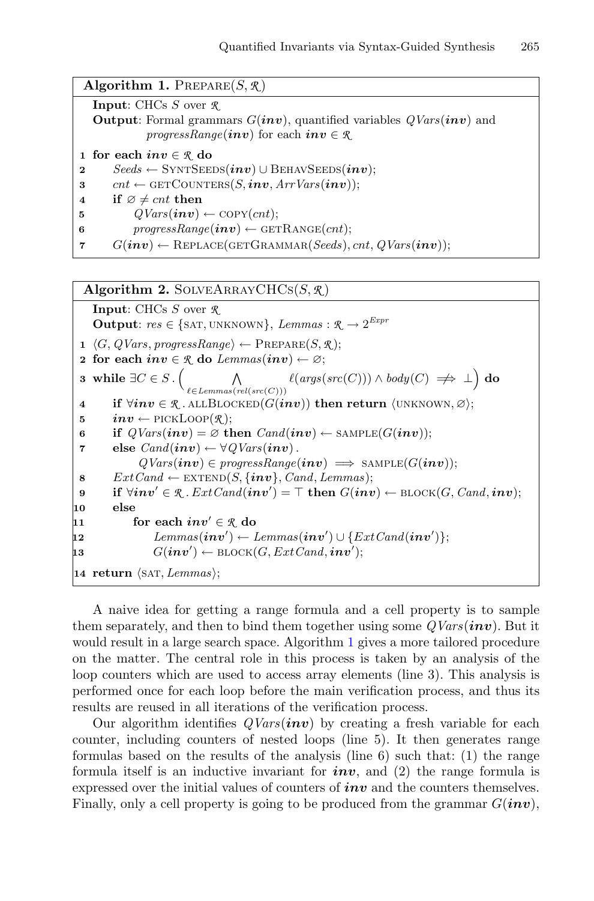**Algorithm 1.** PREPARE($S, \mathcal{R}$)

**Input**: CHCs $S$ over $\mathcal{R}$
**Output**: Formal grammars $G(\boldsymbol{inv})$, quantified variables $QVars(\boldsymbol{inv})$ and $progressRange(\boldsymbol{inv})$ for each $\boldsymbol{inv} \in \mathcal{R}$

```
1  for each inv ∈ R do
2      Seeds ← SyntSeeds(inv) ∪ BehavSeeds(inv);
3      cnt ← getCounters(S, inv, ArrVars(inv));
4      if ∅ ≠ cnt then
5          QVars(inv) ← copy(cnt);
6          progressRange(inv) ← getRange(cnt);
7      G(inv) ← Replace(getGrammar(Seeds), cnt, QVars(inv));
```

**Algorithm 2.** SOLVEARRAYCHCS($S, \mathcal{R}$)

**Input**: CHCs $S$ over $\mathcal{R}$
**Output**: $res \in \{\text{SAT}, \text{UNKNOWN}\}$, $Lemmas : \mathcal{R} \to 2^{Expr}$

```
1  ⟨G, QVars, progressRange⟩ ← Prepare(S, R);
2  for each inv ∈ R do Lemmas(inv) ← ∅;
3  while ∃C ∈ S . ( ⋀_{ℓ ∈ Lemmas(rel(src(C)))} ℓ(args(src(C))) ∧ body(C) ⇏ ⊥ ) do
4      if ∀inv ∈ R . allBlocked(G(inv)) then return ⟨UNKNOWN, ∅⟩;
5      inv ← pickLoop(R);
6      if QVars(inv) = ∅ then Cand(inv) ← sample(G(inv));
7      else Cand(inv) ← ∀QVars(inv) .
           QVars(inv) ∈ progressRange(inv) ⟹ sample(G(inv));
8      ExtCand ← extend(S, {inv}, Cand, Lemmas);
9      if ∀inv' ∈ R . ExtCand(inv') = ⊤ then G(inv) ← block(G, Cand, inv);
10     else
11         for each inv' ∈ R do
12             Lemmas(inv') ← Lemmas(inv') ∪ {ExtCand(inv')};
13             G(inv') ← block(G, ExtCand, inv');
14 return ⟨SAT, Lemmas⟩;
```

A naive idea for getting a range formula and a cell property is to sample them separately, and then to bind them together using some $QVars(\boldsymbol{inv})$. But it would result in a large search space. Algorithm 1 gives a more tailored procedure on the matter. The central role in this process is taken by an analysis of the loop counters which are used to access array elements (line 3). This analysis is performed once for each loop before the main verification process, and thus its results are reused in all iterations of the verification process.

Our algorithm identifies $QVars(\boldsymbol{inv})$ by creating a fresh variable for each counter, including counters of nested loops (line 5). It then generates range formulas based on the results of the analysis (line 6) such that: (1) the range formula itself is an inductive invariant for $\boldsymbol{inv}$, and (2) the range formula is expressed over the initial values of counters of $\boldsymbol{inv}$ and the counters themselves. Finally, only a cell property is going to be produced from the grammar $G(\boldsymbol{inv})$,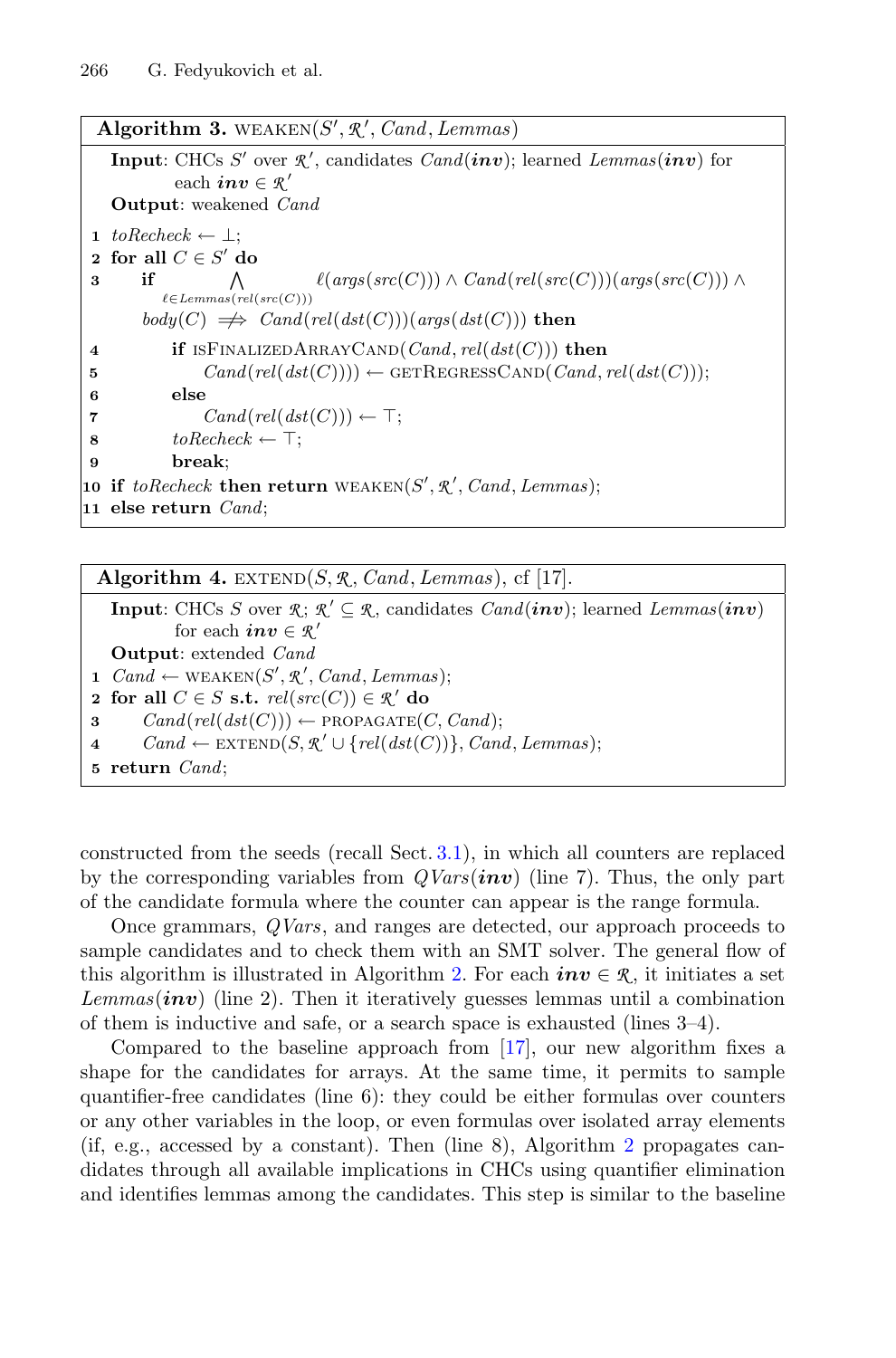**Algorithm 3.** WEAKEN($S', \mathcal{R}', Cand, Lemmas$)

**Input**: CHCs $S'$ over $\mathcal{R}'$, candidates $Cand(\boldsymbol{inv})$; learned $Lemmas(\boldsymbol{inv})$ for each $\boldsymbol{inv} \in \mathcal{R}'$

**Output**: weakened $Cand$

```
1  toRecheck ← ⊥;
2  for all C ∈ S' do
3      if ⋀_{ℓ ∈ Lemmas(rel(src(C)))} ℓ(args(src(C))) ∧ Cand(rel(src(C)))(args(src(C))) ∧
       body(C) ⇏ Cand(rel(dst(C)))(args(dst(C))) then
4          if isFinalizedArrayCand(Cand, rel(dst(C))) then
5              Cand(rel(dst(C)))) ← getRegressCand(Cand, rel(dst(C)));
6          else
7              Cand(rel(dst(C))) ← ⊤;
8          toRecheck ← ⊤;
9          break;
10 if toRecheck then return weaken(S', R', Cand, Lemmas);
11 else return Cand;
```

**Algorithm 4.** EXTEND($S, \mathcal{R}, Cand, Lemmas$), cf [17].

**Input**: CHCs $S$ over $\mathcal{R}$; $\mathcal{R}' \subseteq \mathcal{R}$, candidates $Cand(\boldsymbol{inv})$; learned $Lemmas(\boldsymbol{inv})$ for each $\boldsymbol{inv} \in \mathcal{R}'$

**Output**: extended $Cand$

```
1  Cand ← weaken(S', R', Cand, Lemmas);
2  for all C ∈ S s.t. rel(src(C)) ∈ R' do
3      Cand(rel(dst(C))) ← propagate(C, Cand);
4      Cand ← extend(S, R' ∪ {rel(dst(C))}, Cand, Lemmas);
5  return Cand;
```

constructed from the seeds (recall Sect. 3.1), in which all counters are replaced by the corresponding variables from $QVars(\boldsymbol{inv})$ (line 7). Thus, the only part of the candidate formula where the counter can appear is the range formula.

Once grammars, $QVars$, and ranges are detected, our approach proceeds to sample candidates and to check them with an SMT solver. The general flow of this algorithm is illustrated in Algorithm 2. For each $\boldsymbol{inv} \in \mathcal{R}$, it initiates a set $Lemmas(\boldsymbol{inv})$ (line 2). Then it iteratively guesses lemmas until a combination of them is inductive and safe, or a search space is exhausted (lines 3–4).

Compared to the baseline approach from [17], our new algorithm fixes a shape for the candidates for arrays. At the same time, it permits to sample quantifier-free candidates (line 6): they could be either formulas over counters or any other variables in the loop, or even formulas over isolated array elements (if, e.g., accessed by a constant). Then (line 8), Algorithm 2 propagates candidates through all available implications in CHCs using quantifier elimination and identifies lemmas among the candidates. This step is similar to the baseline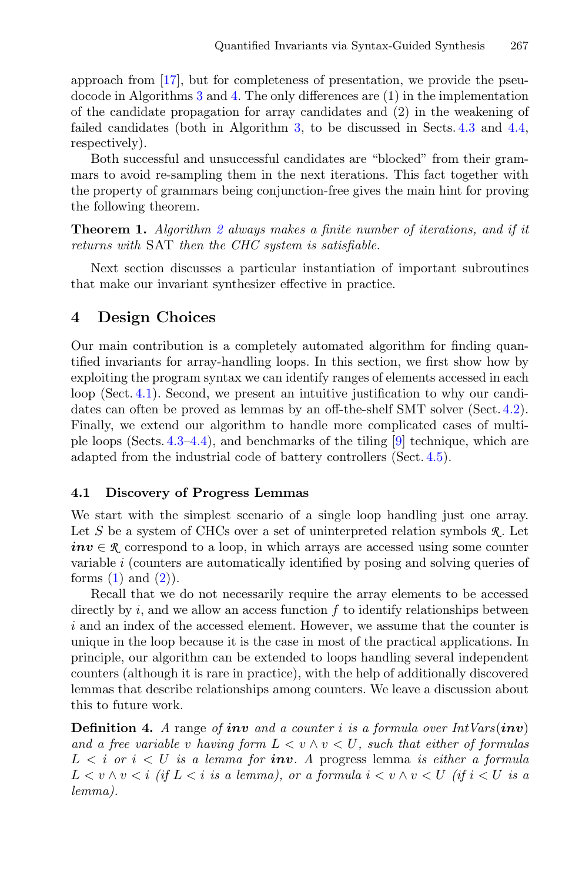approach from [17], but for completeness of presentation, we provide the pseudocode in Algorithms 3 and 4. The only differences are (1) in the implementation of the candidate propagation for array candidates and (2) in the weakening of failed candidates (both in Algorithm 3, to be discussed in Sects. 4.3 and 4.4, respectively).

Both successful and unsuccessful candidates are "blocked" from their grammars to avoid re-sampling them in the next iterations. This fact together with the property of grammars being conjunction-free gives the main hint for proving the following theorem.

**Theorem 1.** *Algorithm 2 always makes a finite number of iterations, and if it returns with* SAT *then the CHC system is satisfiable.*

Next section discusses a particular instantiation of important subroutines that make our invariant synthesizer effective in practice.

## 4 Design Choices

Our main contribution is a completely automated algorithm for finding quantified invariants for array-handling loops. In this section, we first show how by exploiting the program syntax we can identify ranges of elements accessed in each loop (Sect. 4.1). Second, we present an intuitive justification to why our candidates can often be proved as lemmas by an off-the-shelf SMT solver (Sect. 4.2). Finally, we extend our algorithm to handle more complicated cases of multiple loops (Sects. 4.3–4.4), and benchmarks of the tiling [9] technique, which are adapted from the industrial code of battery controllers (Sect. 4.5).

### 4.1 Discovery of Progress Lemmas

We start with the simplest scenario of a single loop handling just one array. Let $S$ be a system of CHCs over a set of uninterpreted relation symbols $\mathcal{R}$. Let $\boldsymbol{inv} \in \mathcal{R}$ correspond to a loop, in which arrays are accessed using some counter variable $i$ (counters are automatically identified by posing and solving queries of forms (1) and (2)).

Recall that we do not necessarily require the array elements to be accessed directly by $i$, and we allow an access function $f$ to identify relationships between $i$ and an index of the accessed element. However, we assume that the counter is unique in the loop because it is the case in most of the practical applications. In principle, our algorithm can be extended to loops handling several independent counters (although it is rare in practice), with the help of additionally discovered lemmas that describe relationships among counters. We leave a discussion about this to future work.

**Definition 4.** *A* range *of* $\boldsymbol{inv}$ *and a counter* $i$ *is a formula over* $IntVars(\boldsymbol{inv})$ *and a free variable* $v$ *having form* $L < v \wedge v < U$*, such that either of formulas* $L < i$ *or* $i < U$ *is a lemma for* $\boldsymbol{inv}$*. A* progress lemma *is either a formula* $L < v \wedge v < i$ *(if* $L < i$ *is a lemma), or a formula* $i < v \wedge v < U$ *(if* $i < U$ *is a lemma).*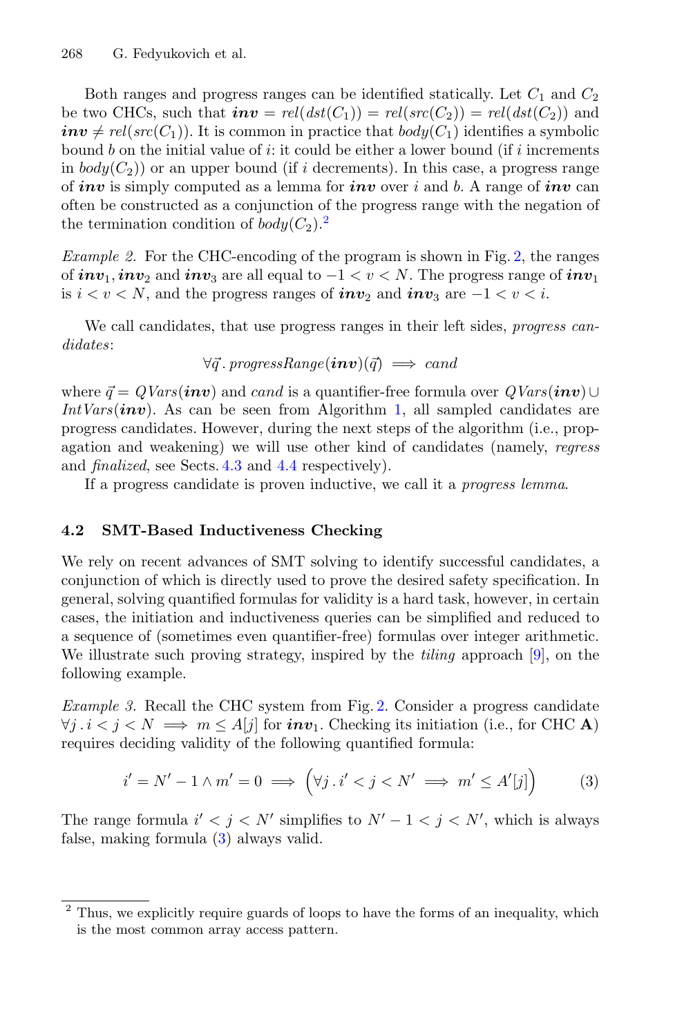Both ranges and progress ranges can be identified statically. Let $C_1$ and $C_2$ be two CHCs, such that $\boldsymbol{inv} = rel(dst(C_1)) = rel(src(C_2)) = rel(dst(C_2))$ and $\boldsymbol{inv} \neq rel(src(C_1))$. It is common in practice that $body(C_1)$ identifies a symbolic bound $b$ on the initial value of $i$: it could be either a lower bound (if $i$ increments in $body(C_2)$) or an upper bound (if $i$ decrements). In this case, a progress range of $\boldsymbol{inv}$ is simply computed as a lemma for $\boldsymbol{inv}$ over $i$ and $b$. A range of $\boldsymbol{inv}$ can often be constructed as a conjunction of the progress range with the negation of the termination condition of $body(C_2)$.[2]

*Example 2.* For the CHC-encoding of the program is shown in Fig. 2, the ranges of $\boldsymbol{inv}_1, \boldsymbol{inv}_2$ and $\boldsymbol{inv}_3$ are all equal to $-1 < v < N$. The progress range of $\boldsymbol{inv}_1$ is $i < v < N$, and the progress ranges of $\boldsymbol{inv}_2$ and $\boldsymbol{inv}_3$ are $-1 < v < i$.

We call candidates, that use progress ranges in their left sides, *progress candidates*:

$$\forall \vec{q}.\, progressRange(\boldsymbol{inv})(\vec{q}) \implies cand$$

where $\vec{q} = QVars(\boldsymbol{inv})$ and $cand$ is a quantifier-free formula over $QVars(\boldsymbol{inv}) \cup IntVars(\boldsymbol{inv})$. As can be seen from Algorithm 1, all sampled candidates are progress candidates. However, during the next steps of the algorithm (i.e., propagation and weakening) we will use other kind of candidates (namely, *regress* and *finalized*, see Sects. 4.3 and 4.4 respectively).

If a progress candidate is proven inductive, we call it a *progress lemma*.

### 4.2 SMT-Based Inductiveness Checking

We rely on recent advances of SMT solving to identify successful candidates, a conjunction of which is directly used to prove the desired safety specification. In general, solving quantified formulas for validity is a hard task, however, in certain cases, the initiation and inductiveness queries can be simplified and reduced to a sequence of (sometimes even quantifier-free) formulas over integer arithmetic. We illustrate such proving strategy, inspired by the *tiling* approach [9], on the following example.

*Example 3.* Recall the CHC system from Fig. 2. Consider a progress candidate $\forall j\,.\, i < j < N \implies m \leq A[j]$ for $\boldsymbol{inv}_1$. Checking its initiation (i.e., for CHC **A**) requires deciding validity of the following quantified formula:

$$i' = N' - 1 \land m' = 0 \implies \Big(\forall j\,.\, i' < j < N' \implies m' \leq A'[j]\Big) \tag{3}$$

The range formula $i' < j < N'$ simplifies to $N' - 1 < j < N'$, which is always false, making formula (3) always valid.

---

[2] Thus, we explicitly require guards of loops to have the forms of an inequality, which is the most common array access pattern.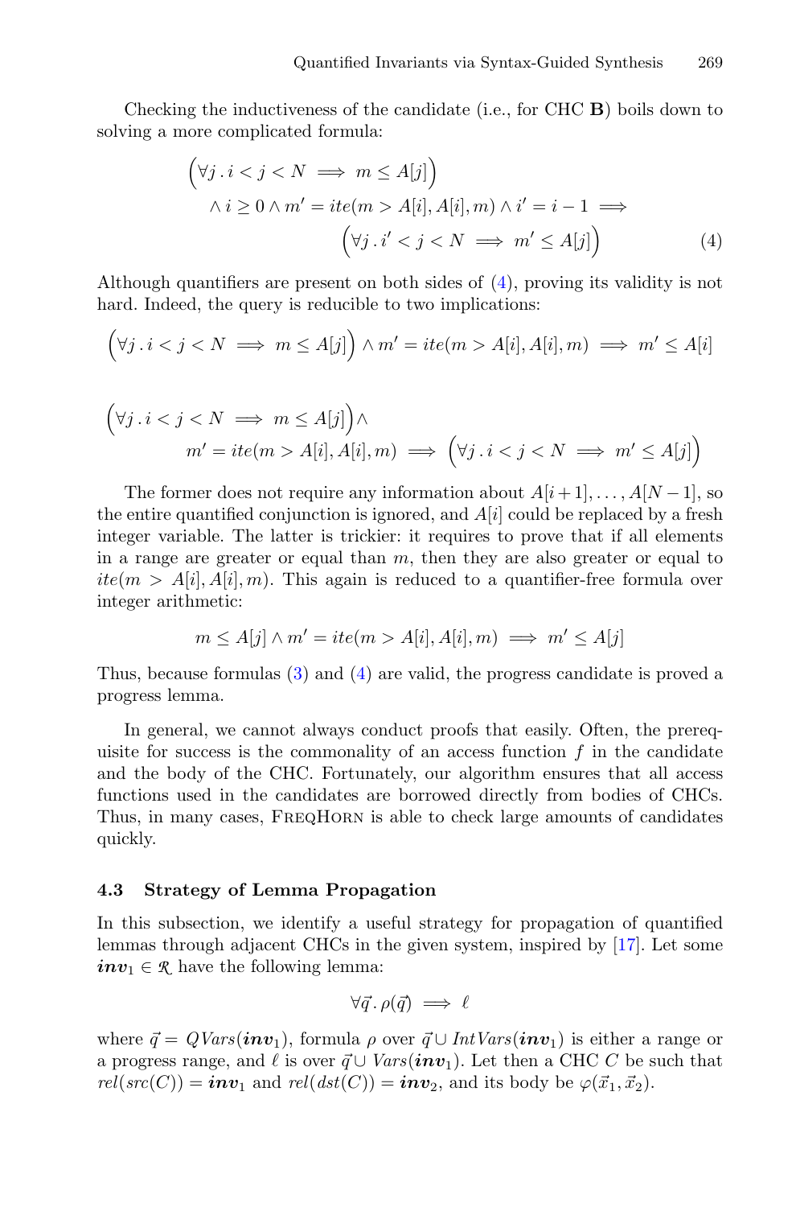Checking the inductiveness of the candidate (i.e., for CHC **B**) boils down to solving a more complicated formula:

$$\Big(\forall j \,.\, i < j < N \implies m \leq A[j]\Big) \wedge i \geq 0 \wedge m' = ite(m > A[i], A[i], m) \wedge i' = i - 1 \implies \Big(\forall j \,.\, i' < j < N \implies m' \leq A[j]\Big) \tag{4}$$

Although quantifiers are present on both sides of (4), proving its validity is not hard. Indeed, the query is reducible to two implications:

$$\Big(\forall j \,.\, i < j < N \implies m \leq A[j]\Big) \wedge m' = ite(m > A[i], A[i], m) \implies m' \leq A[i]$$

$$\Big(\forall j \,.\, i < j < N \implies m \leq A[j]\Big) \wedge m' = ite(m > A[i], A[i], m) \implies \Big(\forall j \,.\, i < j < N \implies m' \leq A[j]\Big)$$

The former does not require any information about $A[i+1], \ldots, A[N-1]$, so the entire quantified conjunction is ignored, and $A[i]$ could be replaced by a fresh integer variable. The latter is trickier: it requires to prove that if all elements in a range are greater or equal than $m$, then they are also greater or equal to $ite(m > A[i], A[i], m)$. This again is reduced to a quantifier-free formula over integer arithmetic:

$$m \leq A[j] \wedge m' = ite(m > A[i], A[i], m) \implies m' \leq A[j]$$

Thus, because formulas (3) and (4) are valid, the progress candidate is proved a progress lemma.

In general, we cannot always conduct proofs that easily. Often, the prerequisite for success is the commonality of an access function $f$ in the candidate and the body of the CHC. Fortunately, our algorithm ensures that all access functions used in the candidates are borrowed directly from bodies of CHCs. Thus, in many cases, FreqHorn is able to check large amounts of candidates quickly.

### 4.3 Strategy of Lemma Propagation

In this subsection, we identify a useful strategy for propagation of quantified lemmas through adjacent CHCs in the given system, inspired by [17]. Let some $\boldsymbol{inv}_1 \in \mathcal{R}$ have the following lemma:

$$\forall \vec{q} \,.\, \rho(\vec{q}) \implies \ell$$

where $\vec{q} = QVars(\boldsymbol{inv}_1)$, formula $\rho$ over $\vec{q} \cup IntVars(\boldsymbol{inv}_1)$ is either a range or a progress range, and $\ell$ is over $\vec{q} \cup Vars(\boldsymbol{inv}_1)$. Let then a CHC $C$ be such that $rel(src(C)) = \boldsymbol{inv}_1$ and $rel(dst(C)) = \boldsymbol{inv}_2$, and its body be $\varphi(\vec{x}_1, \vec{x}_2)$.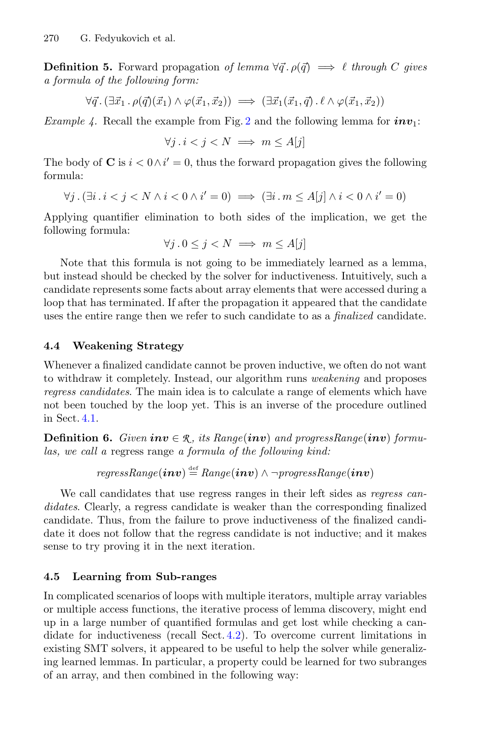**Definition 5.** Forward propagation *of lemma* $\forall \vec{q}\,.\,\rho(\vec{q}) \implies \ell$ *through* $C$ *gives a formula of the following form:*

$$\forall \vec{q}\,.\,(\exists \vec{x}_1\,.\,\rho(\vec{q})(\vec{x}_1) \wedge \varphi(\vec{x}_1, \vec{x}_2)) \implies (\exists \vec{x}_1(\vec{x}_1, \vec{q})\,.\,\ell \wedge \varphi(\vec{x}_1, \vec{x}_2))$$

*Example 4.* Recall the example from Fig. 2 and the following lemma for $\boldsymbol{inv}_1$:

$$\forall j\,.\,i < j < N \implies m \leq A[j]$$

The body of $\mathbf{C}$ is $i < 0 \wedge i' = 0$, thus the forward propagation gives the following formula:

$$\forall j\,.\,(\exists i\,.\,i < j < N \wedge i < 0 \wedge i' = 0) \implies (\exists i\,.\,m \leq A[j] \wedge i < 0 \wedge i' = 0)$$

Applying quantifier elimination to both sides of the implication, we get the following formula:

$$\forall j\,.\,0 \leq j < N \implies m \leq A[j]$$

Note that this formula is not going to be immediately learned as a lemma, but instead should be checked by the solver for inductiveness. Intuitively, such a candidate represents some facts about array elements that were accessed during a loop that has terminated. If after the propagation it appeared that the candidate uses the entire range then we refer to such candidate to as a *finalized* candidate.

### 4.4 Weakening Strategy

Whenever a finalized candidate cannot be proven inductive, we often do not want to withdraw it completely. Instead, our algorithm runs *weakening* and proposes *regress candidates*. The main idea is to calculate a range of elements which have not been touched by the loop yet. This is an inverse of the procedure outlined in Sect. 4.1.

**Definition 6.** *Given* $\boldsymbol{inv} \in \mathcal{R}$*, its* $Range(\boldsymbol{inv})$ *and* $progressRange(\boldsymbol{inv})$ *formulas, we call a* regress range *a formula of the following kind:*

$$regressRange(\boldsymbol{inv}) \stackrel{\text{def}}{=} Range(\boldsymbol{inv}) \wedge \neg progressRange(\boldsymbol{inv})$$

We call candidates that use regress ranges in their left sides as *regress candidates*. Clearly, a regress candidate is weaker than the corresponding finalized candidate. Thus, from the failure to prove inductiveness of the finalized candidate it does not follow that the regress candidate is not inductive; and it makes sense to try proving it in the next iteration.

### 4.5 Learning from Sub-ranges

In complicated scenarios of loops with multiple iterators, multiple array variables or multiple access functions, the iterative process of lemma discovery, might end up in a large number of quantified formulas and get lost while checking a candidate for inductiveness (recall Sect. 4.2). To overcome current limitations in existing SMT solvers, it appeared to be useful to help the solver while generalizing learned lemmas. In particular, a property could be learned for two subranges of an array, and then combined in the following way: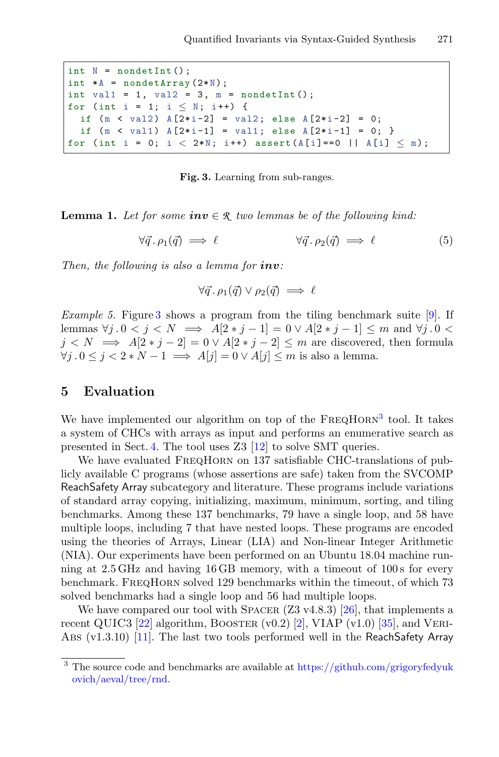```
int N = nondetInt();
int *A = nondetArray(2*N);
int val1 = 1, val2 = 3, m = nondetInt();
for (int i = 1; i ≤ N; i++) {
  if (m < val2) A[2*i-2] = val2; else A[2*i-2] = 0;
  if (m < val1) A[2*i-1] = val1; else A[2*i-1] = 0; }
for (int i = 0; i < 2*N; i++) assert(A[i]==0 || A[i] ≤ m);
```

**Fig. 3.** Learning from sub-ranges.

**Lemma 1.** *Let for some* $\boldsymbol{inv} \in \mathcal{R}$ *two lemmas be of the following kind:*

$$\forall \vec{q} \, . \, \rho_1(\vec{q}) \implies \ell \qquad\qquad \forall \vec{q} \, . \, \rho_2(\vec{q}) \implies \ell \tag{5}$$

*Then, the following is also a lemma for* $\boldsymbol{inv}$*:*

$$\forall \vec{q} \, . \, \rho_1(\vec{q}) \lor \rho_2(\vec{q}) \implies \ell$$

*Example 5.* Figure 3 shows a program from the tiling benchmark suite [9]. If lemmas $\forall j \, . \, 0 < j < N \implies A[2*j-1] = 0 \lor A[2*j-1] \leq m$ and $\forall j \, . \, 0 < j < N \implies A[2*j-2] = 0 \lor A[2*j-2] \leq m$ are discovered, then formula $\forall j \, . \, 0 \leq j < 2*N-1 \implies A[j] = 0 \lor A[j] \leq m$ is also a lemma.

## 5 Evaluation

We have implemented our algorithm on top of the FreqHorn[3] tool. It takes a system of CHCs with arrays as input and performs an enumerative search as presented in Sect. 4. The tool uses Z3 [12] to solve SMT queries.

We have evaluated FreqHorn on 137 satisfiable CHC-translations of publicly available C programs (whose assertions are safe) taken from the SVCOMP ReachSafety Array subcategory and literature. These programs include variations of standard array copying, initializing, maximum, minimum, sorting, and tiling benchmarks. Among these 137 benchmarks, 79 have a single loop, and 58 have multiple loops, including 7 that have nested loops. These programs are encoded using the theories of Arrays, Linear (LIA) and Non-linear Integer Arithmetic (NIA). Our experiments have been performed on an Ubuntu 18.04 machine running at 2.5 GHz and having 16 GB memory, with a timeout of 100 s for every benchmark. FreqHorn solved 129 benchmarks within the timeout, of which 73 solved benchmarks had a single loop and 56 had multiple loops.

We have compared our tool with Spacer (Z3 v4.8.3) [26], that implements a recent QUIC3 [22] algorithm, Booster (v0.2) [2], VIAP (v1.0) [35], and VeriAbs (v1.3.10) [11]. The last two tools performed well in the ReachSafety Array

[3] The source code and benchmarks are available at https://github.com/grigoryfedyukovich/aeval/tree/rnd.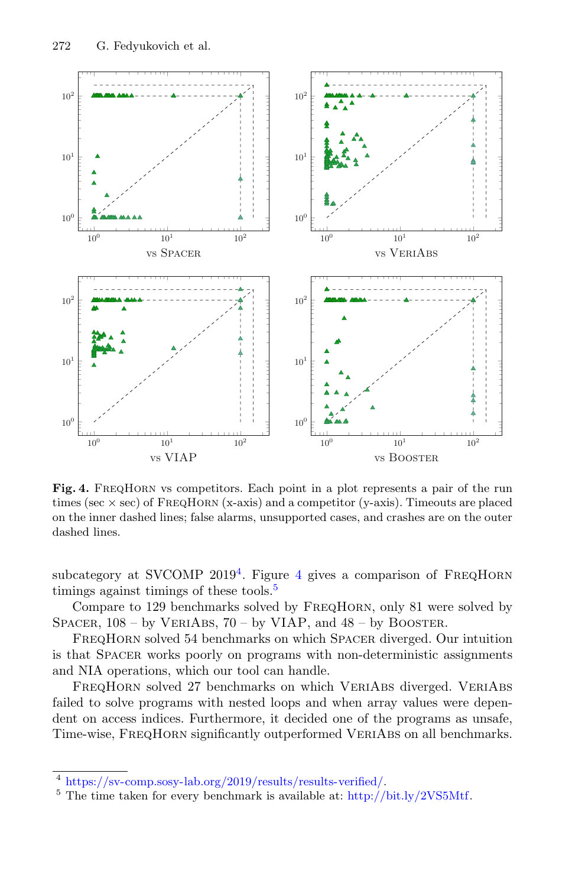**Fig. 4.** FreqHorn vs competitors. Each point in a plot represents a pair of the run times (sec × sec) of FreqHorn (x-axis) and a competitor (y-axis). Timeouts are placed on the inner dashed lines; false alarms, unsupported cases, and crashes are on the outer dashed lines.

subcategory at SVCOMP 2019[4]. Figure 4 gives a comparison of FreqHorn timings against timings of these tools.[5]

Compare to 129 benchmarks solved by FreqHorn, only 81 were solved by Spacer, 108 – by VeriAbs, 70 – by VIAP, and 48 – by Booster.

FreqHorn solved 54 benchmarks on which Spacer diverged. Our intuition is that Spacer works poorly on programs with non-deterministic assignments and NIA operations, which our tool can handle.

FreqHorn solved 27 benchmarks on which VeriAbs diverged. VeriAbs failed to solve programs with nested loops and when array values were dependent on access indices. Furthermore, it decided one of the programs as unsafe, Time-wise, FreqHorn significantly outperformed VeriAbs on all benchmarks.

---

[4] https://sv-comp.sosy-lab.org/2019/results/results-verified/.

[5] The time taken for every benchmark is available at: http://bit.ly/2VS5Mtf.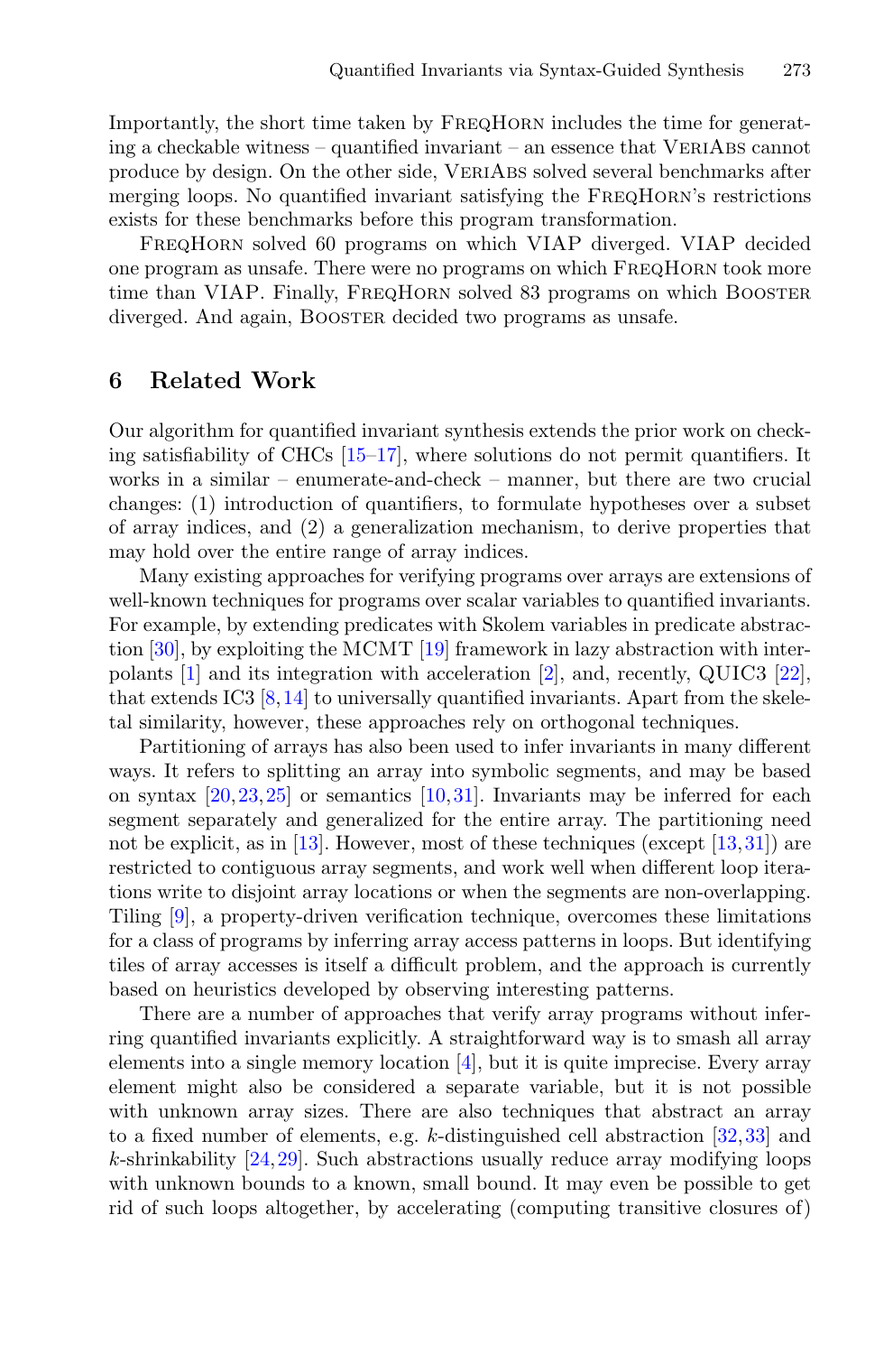Importantly, the short time taken by FreqHorn includes the time for generating a checkable witness – quantified invariant – an essence that VeriAbs cannot produce by design. On the other side, VeriAbs solved several benchmarks after merging loops. No quantified invariant satisfying the FreqHorn's restrictions exists for these benchmarks before this program transformation.

FreqHorn solved 60 programs on which VIAP diverged. VIAP decided one program as unsafe. There were no programs on which FreqHorn took more time than VIAP. Finally, FreqHorn solved 83 programs on which Booster diverged. And again, Booster decided two programs as unsafe.

## 6 Related Work

Our algorithm for quantified invariant synthesis extends the prior work on checking satisfiability of CHCs [15–17], where solutions do not permit quantifiers. It works in a similar – enumerate-and-check – manner, but there are two crucial changes: (1) introduction of quantifiers, to formulate hypotheses over a subset of array indices, and (2) a generalization mechanism, to derive properties that may hold over the entire range of array indices.

Many existing approaches for verifying programs over arrays are extensions of well-known techniques for programs over scalar variables to quantified invariants. For example, by extending predicates with Skolem variables in predicate abstraction [30], by exploiting the MCMT [19] framework in lazy abstraction with interpolants [1] and its integration with acceleration [2], and, recently, QUIC3 [22], that extends IC3 [8,14] to universally quantified invariants. Apart from the skeletal similarity, however, these approaches rely on orthogonal techniques.

Partitioning of arrays has also been used to infer invariants in many different ways. It refers to splitting an array into symbolic segments, and may be based on syntax [20,23,25] or semantics [10,31]. Invariants may be inferred for each segment separately and generalized for the entire array. The partitioning need not be explicit, as in [13]. However, most of these techniques (except [13,31]) are restricted to contiguous array segments, and work well when different loop iterations write to disjoint array locations or when the segments are non-overlapping. Tiling [9], a property-driven verification technique, overcomes these limitations for a class of programs by inferring array access patterns in loops. But identifying tiles of array accesses is itself a difficult problem, and the approach is currently based on heuristics developed by observing interesting patterns.

There are a number of approaches that verify array programs without inferring quantified invariants explicitly. A straightforward way is to smash all array elements into a single memory location [4], but it is quite imprecise. Every array element might also be considered a separate variable, but it is not possible with unknown array sizes. There are also techniques that abstract an array to a fixed number of elements, e.g. $k$-distinguished cell abstraction [32,33] and $k$-shrinkability [24,29]. Such abstractions usually reduce array modifying loops with unknown bounds to a known, small bound. It may even be possible to get rid of such loops altogether, by accelerating (computing transitive closures of)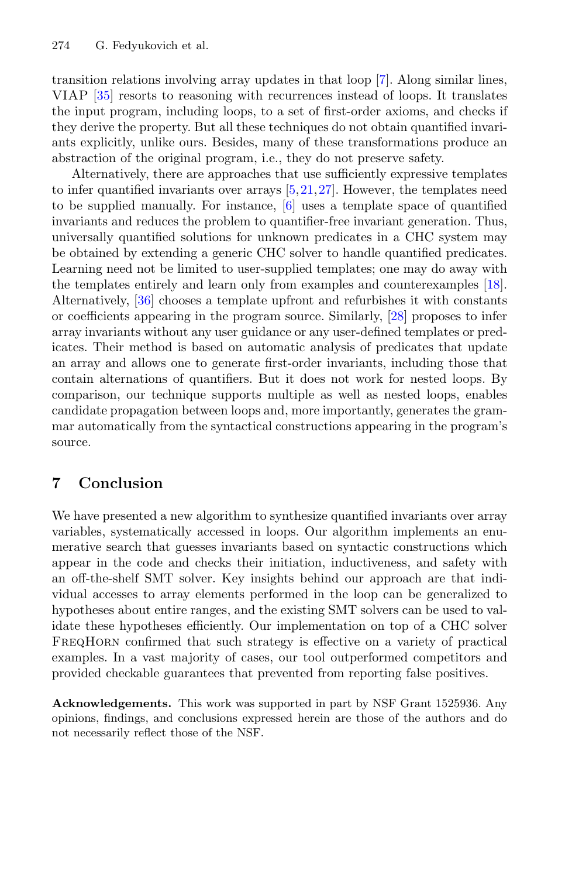transition relations involving array updates in that loop [7]. Along similar lines, VIAP [35] resorts to reasoning with recurrences instead of loops. It translates the input program, including loops, to a set of first-order axioms, and checks if they derive the property. But all these techniques do not obtain quantified invariants explicitly, unlike ours. Besides, many of these transformations produce an abstraction of the original program, i.e., they do not preserve safety.

Alternatively, there are approaches that use sufficiently expressive templates to infer quantified invariants over arrays [5,21,27]. However, the templates need to be supplied manually. For instance, [6] uses a template space of quantified invariants and reduces the problem to quantifier-free invariant generation. Thus, universally quantified solutions for unknown predicates in a CHC system may be obtained by extending a generic CHC solver to handle quantified predicates. Learning need not be limited to user-supplied templates; one may do away with the templates entirely and learn only from examples and counterexamples [18]. Alternatively, [36] chooses a template upfront and refurbishes it with constants or coefficients appearing in the program source. Similarly, [28] proposes to infer array invariants without any user guidance or any user-defined templates or predicates. Their method is based on automatic analysis of predicates that update an array and allows one to generate first-order invariants, including those that contain alternations of quantifiers. But it does not work for nested loops. By comparison, our technique supports multiple as well as nested loops, enables candidate propagation between loops and, more importantly, generates the grammar automatically from the syntactical constructions appearing in the program's source.

## 7 Conclusion

We have presented a new algorithm to synthesize quantified invariants over array variables, systematically accessed in loops. Our algorithm implements an enumerative search that guesses invariants based on syntactic constructions which appear in the code and checks their initiation, inductiveness, and safety with an off-the-shelf SMT solver. Key insights behind our approach are that individual accesses to array elements performed in the loop can be generalized to hypotheses about entire ranges, and the existing SMT solvers can be used to validate these hypotheses efficiently. Our implementation on top of a CHC solver FreqHorn confirmed that such strategy is effective on a variety of practical examples. In a vast majority of cases, our tool outperformed competitors and provided checkable guarantees that prevented from reporting false positives.

**Acknowledgements.** This work was supported in part by NSF Grant 1525936. Any opinions, findings, and conclusions expressed herein are those of the authors and do not necessarily reflect those of the NSF.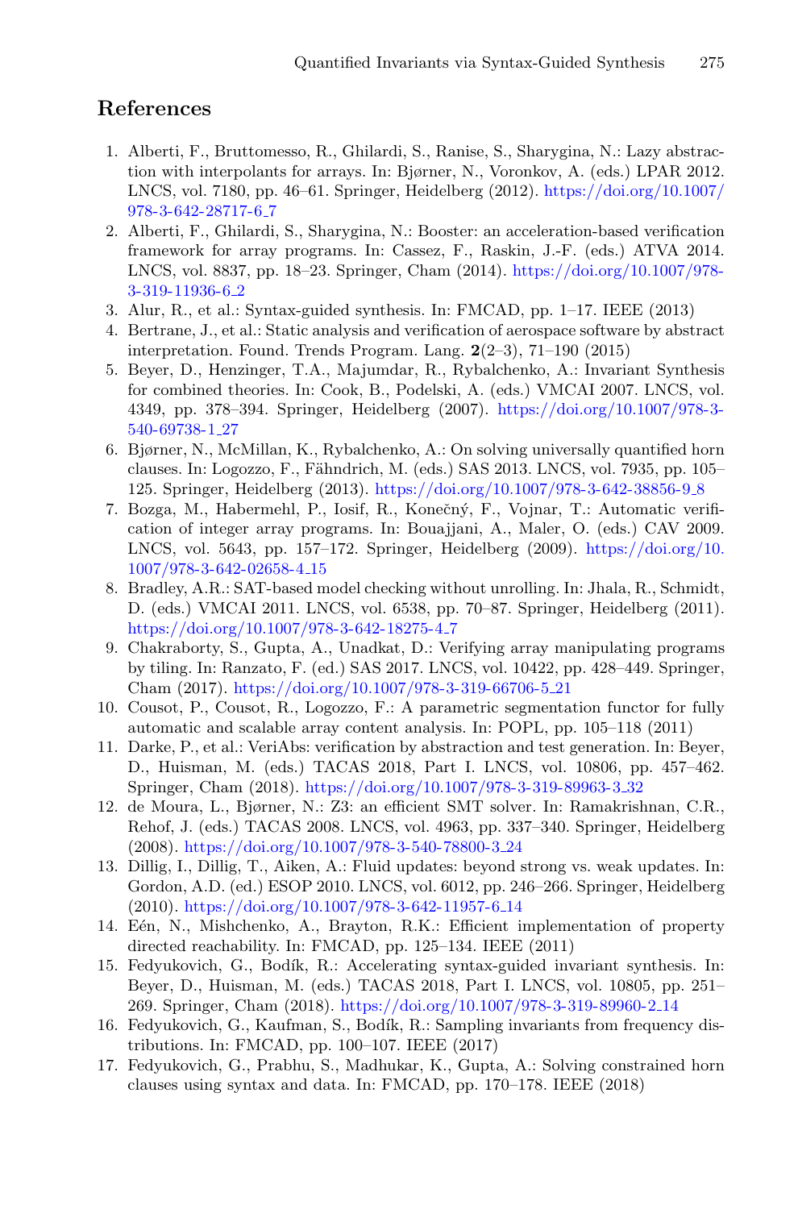## References

1. Alberti, F., Bruttomesso, R., Ghilardi, S., Ranise, S., Sharygina, N.: Lazy abstraction with interpolants for arrays. In: Bjørner, N., Voronkov, A. (eds.) LPAR 2012. LNCS, vol. 7180, pp. 46–61. Springer, Heidelberg (2012). https://doi.org/10.1007/978-3-642-28717-6_7
2. Alberti, F., Ghilardi, S., Sharygina, N.: Booster: an acceleration-based verification framework for array programs. In: Cassez, F., Raskin, J.-F. (eds.) ATVA 2014. LNCS, vol. 8837, pp. 18–23. Springer, Cham (2014). https://doi.org/10.1007/978-3-319-11936-6_2
3. Alur, R., et al.: Syntax-guided synthesis. In: FMCAD, pp. 1–17. IEEE (2013)
4. Bertrane, J., et al.: Static analysis and verification of aerospace software by abstract interpretation. Found. Trends Program. Lang. **2**(2–3), 71–190 (2015)
5. Beyer, D., Henzinger, T.A., Majumdar, R., Rybalchenko, A.: Invariant Synthesis for combined theories. In: Cook, B., Podelski, A. (eds.) VMCAI 2007. LNCS, vol. 4349, pp. 378–394. Springer, Heidelberg (2007). https://doi.org/10.1007/978-3-540-69738-1_27
6. Bjørner, N., McMillan, K., Rybalchenko, A.: On solving universally quantified horn clauses. In: Logozzo, F., Fähndrich, M. (eds.) SAS 2013. LNCS, vol. 7935, pp. 105–125. Springer, Heidelberg (2013). https://doi.org/10.1007/978-3-642-38856-9_8
7. Bozga, M., Habermehl, P., Iosif, R., Konečný, F., Vojnar, T.: Automatic verification of integer array programs. In: Bouajjani, A., Maler, O. (eds.) CAV 2009. LNCS, vol. 5643, pp. 157–172. Springer, Heidelberg (2009). https://doi.org/10.1007/978-3-642-02658-4_15
8. Bradley, A.R.: SAT-based model checking without unrolling. In: Jhala, R., Schmidt, D. (eds.) VMCAI 2011. LNCS, vol. 6538, pp. 70–87. Springer, Heidelberg (2011). https://doi.org/10.1007/978-3-642-18275-4_7
9. Chakraborty, S., Gupta, A., Unadkat, D.: Verifying array manipulating programs by tiling. In: Ranzato, F. (ed.) SAS 2017. LNCS, vol. 10422, pp. 428–449. Springer, Cham (2017). https://doi.org/10.1007/978-3-319-66706-5_21
10. Cousot, P., Cousot, R., Logozzo, F.: A parametric segmentation functor for fully automatic and scalable array content analysis. In: POPL, pp. 105–118 (2011)
11. Darke, P., et al.: VeriAbs: verification by abstraction and test generation. In: Beyer, D., Huisman, M. (eds.) TACAS 2018, Part I. LNCS, vol. 10806, pp. 457–462. Springer, Cham (2018). https://doi.org/10.1007/978-3-319-89963-3_32
12. de Moura, L., Bjørner, N.: Z3: an efficient SMT solver. In: Ramakrishnan, C.R., Rehof, J. (eds.) TACAS 2008. LNCS, vol. 4963, pp. 337–340. Springer, Heidelberg (2008). https://doi.org/10.1007/978-3-540-78800-3_24
13. Dillig, I., Dillig, T., Aiken, A.: Fluid updates: beyond strong vs. weak updates. In: Gordon, A.D. (ed.) ESOP 2010. LNCS, vol. 6012, pp. 246–266. Springer, Heidelberg (2010). https://doi.org/10.1007/978-3-642-11957-6_14
14. Eén, N., Mishchenko, A., Brayton, R.K.: Efficient implementation of property directed reachability. In: FMCAD, pp. 125–134. IEEE (2011)
15. Fedyukovich, G., Bodík, R.: Accelerating syntax-guided invariant synthesis. In: Beyer, D., Huisman, M. (eds.) TACAS 2018, Part I. LNCS, vol. 10805, pp. 251–269. Springer, Cham (2018). https://doi.org/10.1007/978-3-319-89960-2_14
16. Fedyukovich, G., Kaufman, S., Bodík, R.: Sampling invariants from frequency distributions. In: FMCAD, pp. 100–107. IEEE (2017)
17. Fedyukovich, G., Prabhu, S., Madhukar, K., Gupta, A.: Solving constrained horn clauses using syntax and data. In: FMCAD, pp. 170–178. IEEE (2018)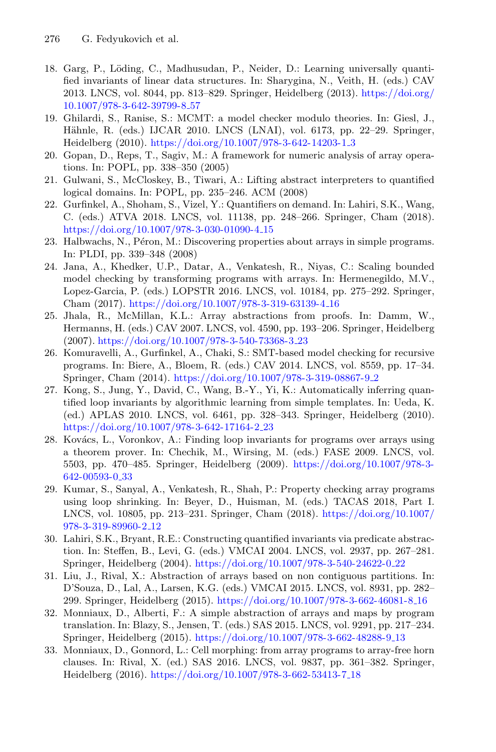18. Garg, P., Löding, C., Madhusudan, P., Neider, D.: Learning universally quantified invariants of linear data structures. In: Sharygina, N., Veith, H. (eds.) CAV 2013. LNCS, vol. 8044, pp. 813–829. Springer, Heidelberg (2013). https://doi.org/10.1007/978-3-642-39799-8_57
19. Ghilardi, S., Ranise, S.: MCMT: a model checker modulo theories. In: Giesl, J., Hähnle, R. (eds.) IJCAR 2010. LNCS (LNAI), vol. 6173, pp. 22–29. Springer, Heidelberg (2010). https://doi.org/10.1007/978-3-642-14203-1_3
20. Gopan, D., Reps, T., Sagiv, M.: A framework for numeric analysis of array operations. In: POPL, pp. 338–350 (2005)
21. Gulwani, S., McCloskey, B., Tiwari, A.: Lifting abstract interpreters to quantified logical domains. In: POPL, pp. 235–246. ACM (2008)
22. Gurfinkel, A., Shoham, S., Vizel, Y.: Quantifiers on demand. In: Lahiri, S.K., Wang, C. (eds.) ATVA 2018. LNCS, vol. 11138, pp. 248–266. Springer, Cham (2018). https://doi.org/10.1007/978-3-030-01090-4_15
23. Halbwachs, N., Péron, M.: Discovering properties about arrays in simple programs. In: PLDI, pp. 339–348 (2008)
24. Jana, A., Khedker, U.P., Datar, A., Venkatesh, R., Niyas, C.: Scaling bounded model checking by transforming programs with arrays. In: Hermenegildo, M.V., Lopez-Garcia, P. (eds.) LOPSTR 2016. LNCS, vol. 10184, pp. 275–292. Springer, Cham (2017). https://doi.org/10.1007/978-3-319-63139-4_16
25. Jhala, R., McMillan, K.L.: Array abstractions from proofs. In: Damm, W., Hermanns, H. (eds.) CAV 2007. LNCS, vol. 4590, pp. 193–206. Springer, Heidelberg (2007). https://doi.org/10.1007/978-3-540-73368-3_23
26. Komuravelli, A., Gurfinkel, A., Chaki, S.: SMT-based model checking for recursive programs. In: Biere, A., Bloem, R. (eds.) CAV 2014. LNCS, vol. 8559, pp. 17–34. Springer, Cham (2014). https://doi.org/10.1007/978-3-319-08867-9_2
27. Kong, S., Jung, Y., David, C., Wang, B.-Y., Yi, K.: Automatically inferring quantified loop invariants by algorithmic learning from simple templates. In: Ueda, K. (ed.) APLAS 2010. LNCS, vol. 6461, pp. 328–343. Springer, Heidelberg (2010). https://doi.org/10.1007/978-3-642-17164-2_23
28. Kovács, L., Voronkov, A.: Finding loop invariants for programs over arrays using a theorem prover. In: Chechik, M., Wirsing, M. (eds.) FASE 2009. LNCS, vol. 5503, pp. 470–485. Springer, Heidelberg (2009). https://doi.org/10.1007/978-3-642-00593-0_33
29. Kumar, S., Sanyal, A., Venkatesh, R., Shah, P.: Property checking array programs using loop shrinking. In: Beyer, D., Huisman, M. (eds.) TACAS 2018, Part I. LNCS, vol. 10805, pp. 213–231. Springer, Cham (2018). https://doi.org/10.1007/978-3-319-89960-2_12
30. Lahiri, S.K., Bryant, R.E.: Constructing quantified invariants via predicate abstraction. In: Steffen, B., Levi, G. (eds.) VMCAI 2004. LNCS, vol. 2937, pp. 267–281. Springer, Heidelberg (2004). https://doi.org/10.1007/978-3-540-24622-0_22
31. Liu, J., Rival, X.: Abstraction of arrays based on non contiguous partitions. In: D'Souza, D., Lal, A., Larsen, K.G. (eds.) VMCAI 2015. LNCS, vol. 8931, pp. 282–299. Springer, Heidelberg (2015). https://doi.org/10.1007/978-3-662-46081-8_16
32. Monniaux, D., Alberti, F.: A simple abstraction of arrays and maps by program translation. In: Blazy, S., Jensen, T. (eds.) SAS 2015. LNCS, vol. 9291, pp. 217–234. Springer, Heidelberg (2015). https://doi.org/10.1007/978-3-662-48288-9_13
33. Monniaux, D., Gonnord, L.: Cell morphing: from array programs to array-free horn clauses. In: Rival, X. (ed.) SAS 2016. LNCS, vol. 9837, pp. 361–382. Springer, Heidelberg (2016). https://doi.org/10.1007/978-3-662-53413-7_18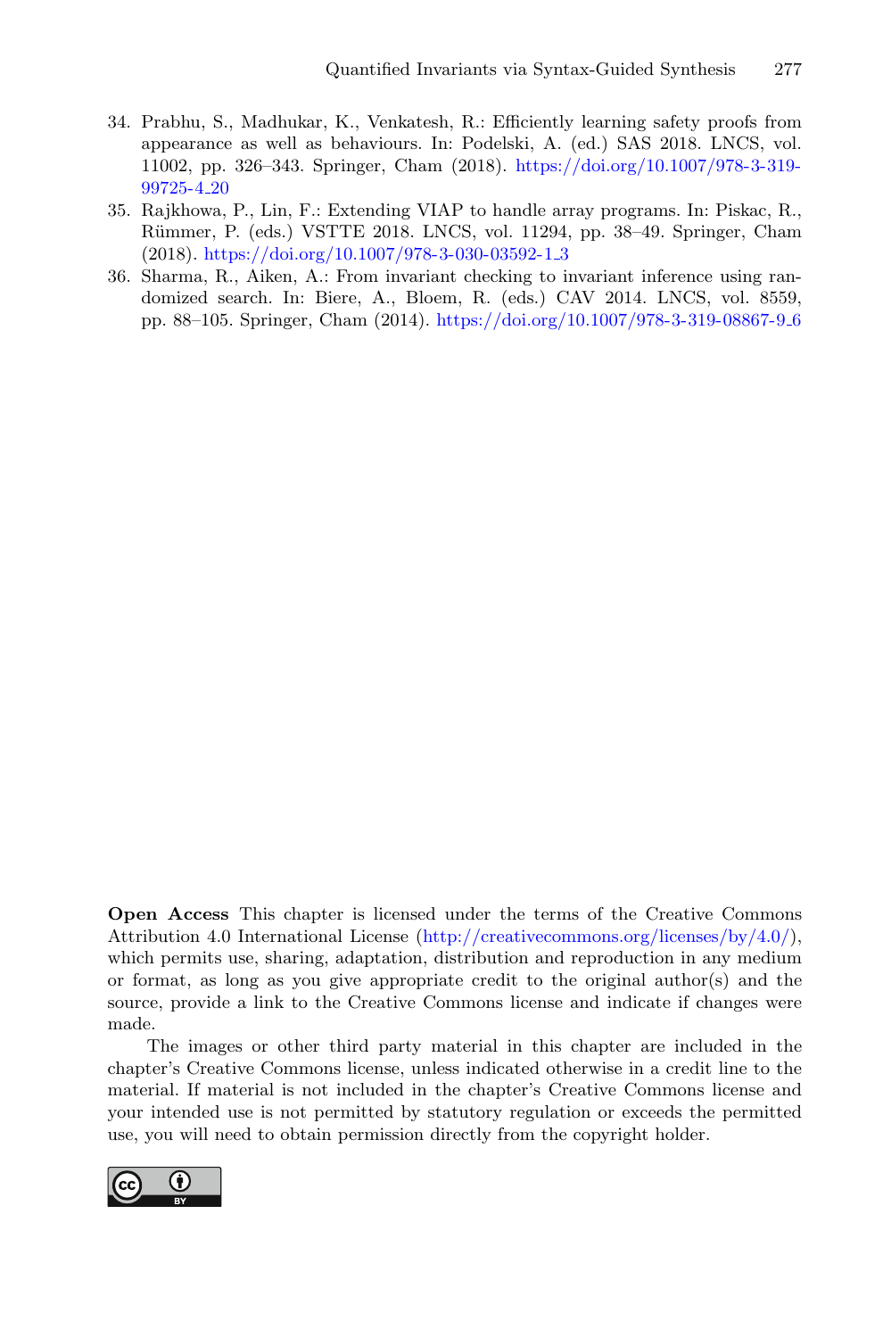34. Prabhu, S., Madhukar, K., Venkatesh, R.: Efficiently learning safety proofs from appearance as well as behaviours. In: Podelski, A. (ed.) SAS 2018. LNCS, vol. 11002, pp. 326–343. Springer, Cham (2018). https://doi.org/10.1007/978-3-319-99725-4_20
35. Rajkhowa, P., Lin, F.: Extending VIAP to handle array programs. In: Piskac, R., Rümmer, P. (eds.) VSTTE 2018. LNCS, vol. 11294, pp. 38–49. Springer, Cham (2018). https://doi.org/10.1007/978-3-030-03592-1_3
36. Sharma, R., Aiken, A.: From invariant checking to invariant inference using randomized search. In: Biere, A., Bloem, R. (eds.) CAV 2014. LNCS, vol. 8559, pp. 88–105. Springer, Cham (2014). https://doi.org/10.1007/978-3-319-08867-9_6

**Open Access** This chapter is licensed under the terms of the Creative Commons Attribution 4.0 International License (http://creativecommons.org/licenses/by/4.0/), which permits use, sharing, adaptation, distribution and reproduction in any medium or format, as long as you give appropriate credit to the original author(s) and the source, provide a link to the Creative Commons license and indicate if changes were made.

The images or other third party material in this chapter are included in the chapter's Creative Commons license, unless indicated otherwise in a credit line to the material. If material is not included in the chapter's Creative Commons license and your intended use is not permitted by statutory regulation or exceeds the permitted use, you will need to obtain permission directly from the copyright holder.